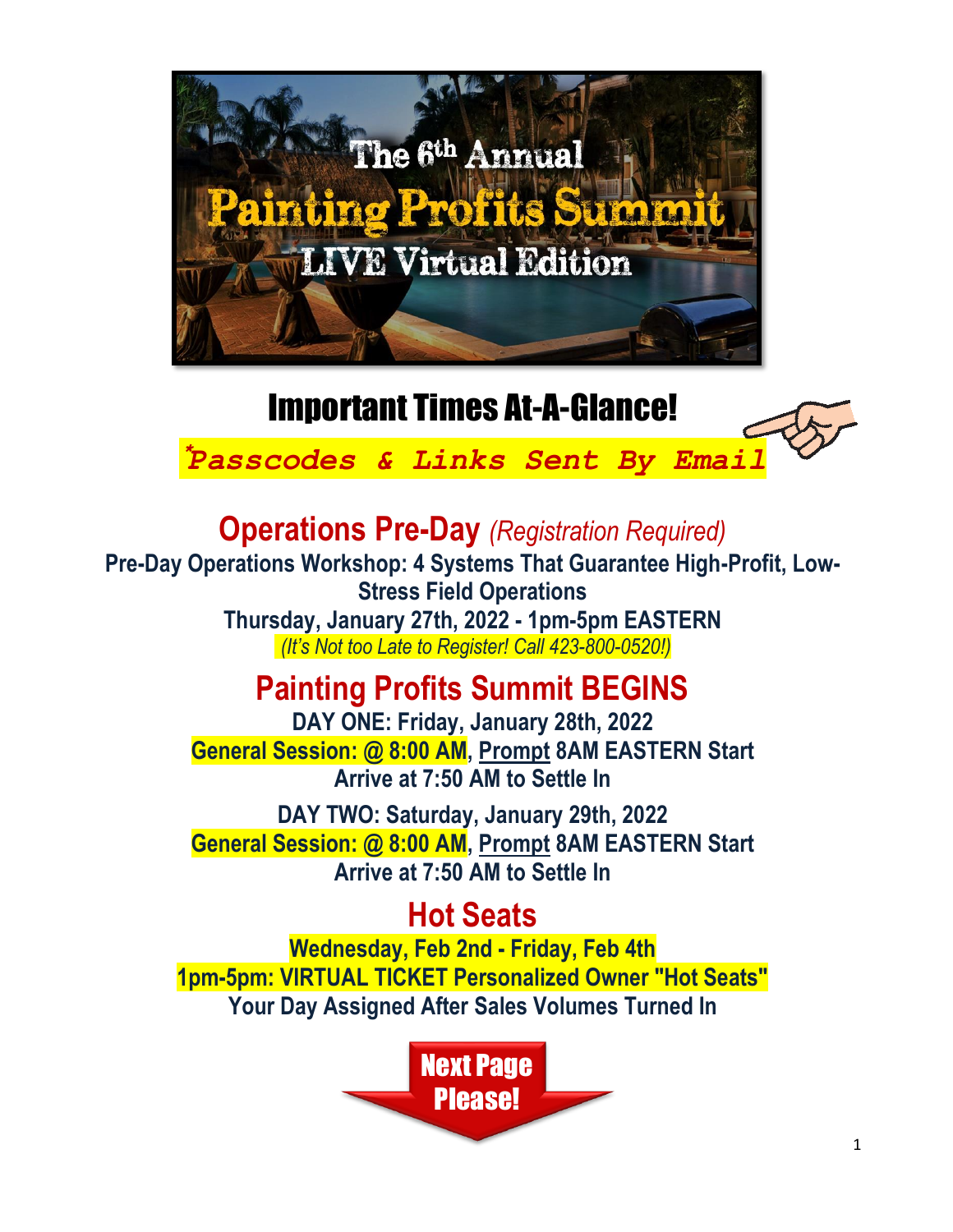# The 6th Annual Painting Profits Summit LIVE Virtual Edition

# Important Times At-A-Glance!

***Passcodes & Links Sent By Email**

## Operations Pre-Day *(Registration Required)*

**Pre-Day Operations Workshop: 4 Systems That Guarantee High-Profit, Low-Stress Field Operations**

**Thursday, January 27th, 2022 - 1pm-5pm EASTERN**

*(It's Not too Late to Register! Call 423-800-0520!)*

## Painting Profits Summit BEGINS

**DAY ONE: Friday, January 28th, 2022**

**General Session: @ 8:00 AM, Prompt 8AM EASTERN Start**

**Arrive at 7:50 AM to Settle In**

**DAY TWO: Saturday, January 29th, 2022**

**General Session: @ 8:00 AM, Prompt 8AM EASTERN Start**

**Arrive at 7:50 AM to Settle In**

## Hot Seats

**Wednesday, Feb 2nd - Friday, Feb 4th**

**1pm-5pm: VIRTUAL TICKET Personalized Owner "Hot Seats"**

**Your Day Assigned After Sales Volumes Turned In**

**Next Page Please!**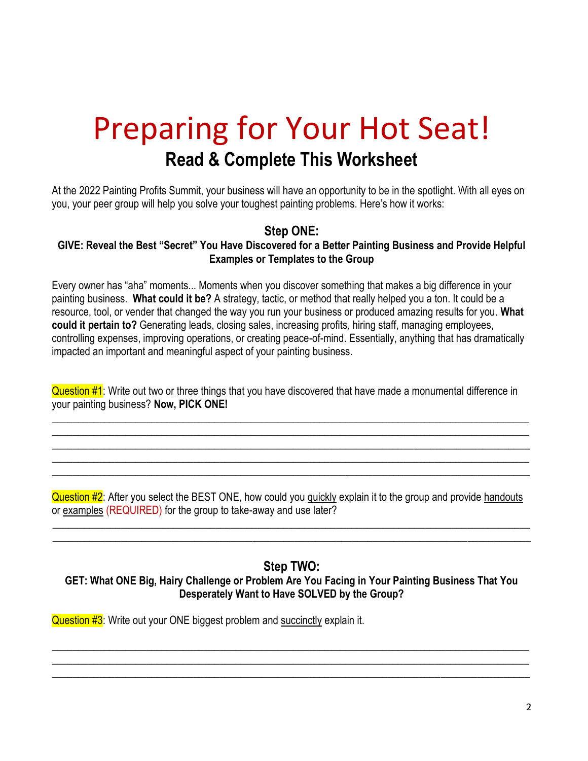# Preparing for Your Hot Seat!

## Read & Complete This Worksheet

At the 2022 Painting Profits Summit, your business will have an opportunity to be in the spotlight. With all eyes on you, your peer group will help you solve your toughest painting problems. Here's how it works:

### Step ONE:

**GIVE: Reveal the Best "Secret" You Have Discovered for a Better Painting Business and Provide Helpful Examples or Templates to the Group**

Every owner has "aha" moments... Moments when you discover something that makes a big difference in your painting business. **What could it be?** A strategy, tactic, or method that really helped you a ton. It could be a resource, tool, or vender that changed the way you run your business or produced amazing results for you. **What could it pertain to?** Generating leads, closing sales, increasing profits, hiring staff, managing employees, controlling expenses, improving operations, or creating peace-of-mind. Essentially, anything that has dramatically impacted an important and meaningful aspect of your painting business.

Question #1: Write out two or three things that you have discovered that have made a monumental difference in your painting business? **Now, PICK ONE!**

______________________________________________________________________________________

______________________________________________________________________________________

______________________________________________________________________________________

______________________________________________________________________________________

______________________________________________________________________________________

Question #2: After you select the BEST ONE, how could you quickly explain it to the group and provide handouts or examples (REQUIRED) for the group to take-away and use later?

______________________________________________________________________________________

______________________________________________________________________________________

### Step TWO:

**GET: What ONE Big, Hairy Challenge or Problem Are You Facing in Your Painting Business That You Desperately Want to Have SOLVED by the Group?**

Question #3: Write out your ONE biggest problem and succinctly explain it.

______________________________________________________________________________________

______________________________________________________________________________________

______________________________________________________________________________________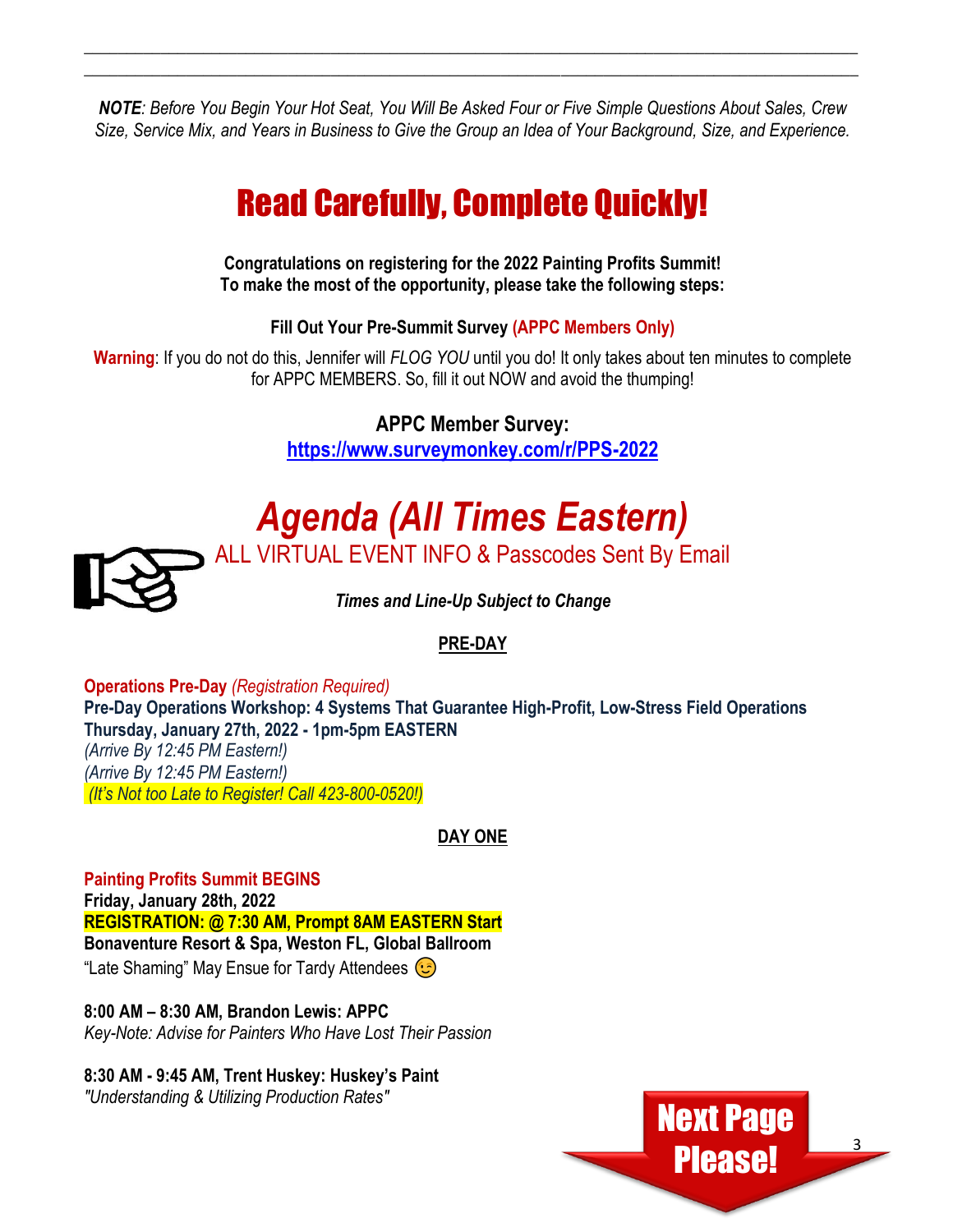*NOTE: Before You Begin Your Hot Seat, You Will Be Asked Four or Five Simple Questions About Sales, Crew Size, Service Mix, and Years in Business to Give the Group an Idea of Your Background, Size, and Experience.*

# Read Carefully, Complete Quickly!

**Congratulations on registering for the 2022 Painting Profits Summit!**
**To make the most of the opportunity, please take the following steps:**

**Fill Out Your Pre-Summit Survey (APPC Members Only)**

**Warning**: If you do not do this, Jennifer will *FLOG YOU* until you do! It only takes about ten minutes to complete for APPC MEMBERS. So, fill it out NOW and avoid the thumping!

**APPC Member Survey:**
**https://www.surveymonkey.com/r/PPS-2022**

# *Agenda (All Times Eastern)*

ALL VIRTUAL EVENT INFO & Passcodes Sent By Email

***Times and Line-Up Subject to Change***

**PRE-DAY**

**Operations Pre-Day** *(Registration Required)*
**Pre-Day Operations Workshop: 4 Systems That Guarantee High-Profit, Low-Stress Field Operations**
**Thursday, January 27th, 2022 - 1pm-5pm EASTERN**
*(Arrive By 12:45 PM Eastern!)*
*(Arrive By 12:45 PM Eastern!)*
*(It's Not too Late to Register! Call 423-800-0520!)*

**DAY ONE**

**Painting Profits Summit BEGINS**
**Friday, January 28th, 2022**
**REGISTRATION: @ 7:30 AM, Prompt 8AM EASTERN Start**
**Bonaventure Resort & Spa, Weston FL, Global Ballroom**
"Late Shaming" May Ensue for Tardy Attendees 😉

**8:00 AM – 8:30 AM, Brandon Lewis: APPC**
*Key-Note: Advise for Painters Who Have Lost Their Passion*

**8:30 AM - 9:45 AM, Trent Huskey: Huskey's Paint**
*"Understanding & Utilizing Production Rates"*

Next Page Please!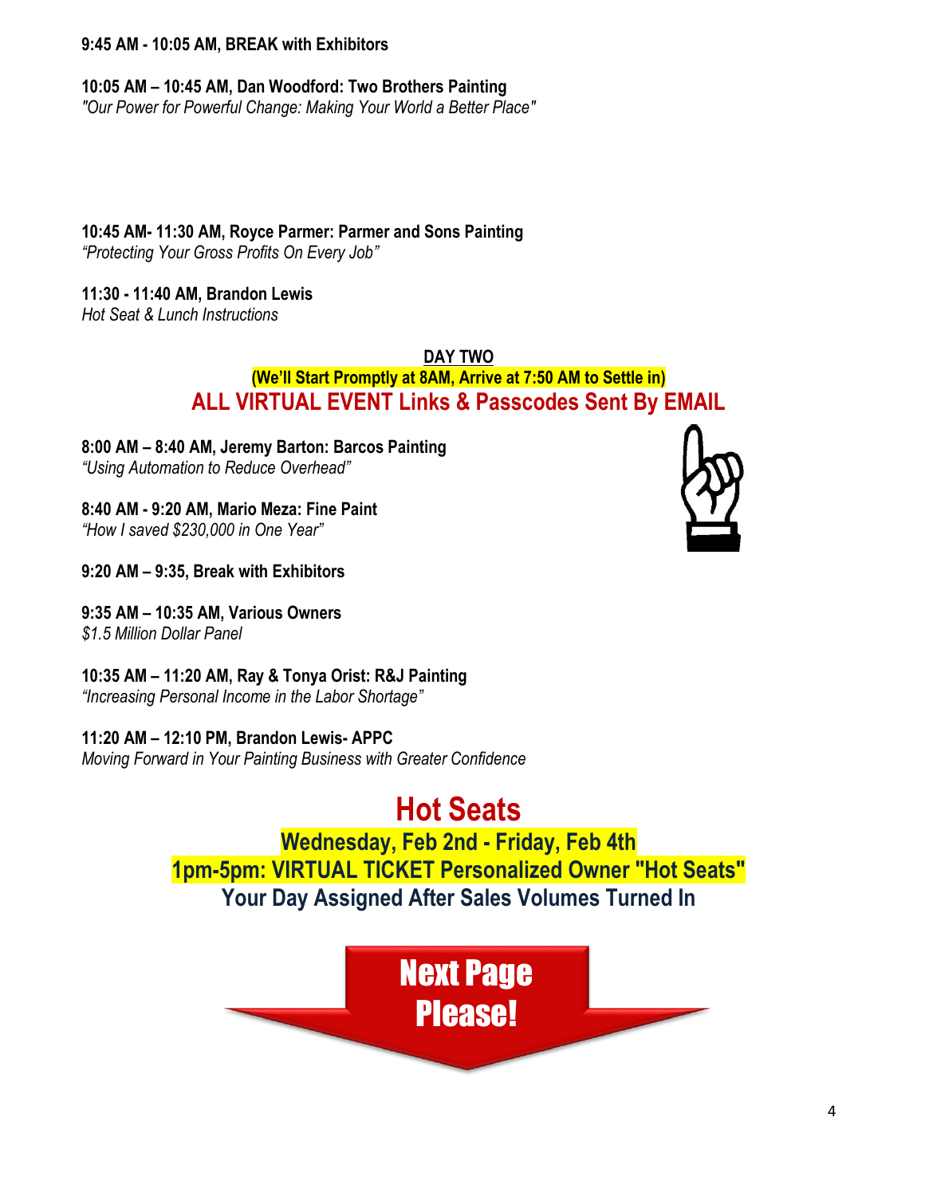**9:45 AM - 10:05 AM, BREAK with Exhibitors**

**10:05 AM – 10:45 AM, Dan Woodford: Two Brothers Painting**
*"Our Power for Powerful Change: Making Your World a Better Place"*

**10:45 AM- 11:30 AM, Royce Parmer: Parmer and Sons Painting**
*"Protecting Your Gross Profits On Every Job"*

**11:30 - 11:40 AM, Brandon Lewis**
*Hot Seat & Lunch Instructions*

## DAY TWO

**(We'll Start Promptly at 8AM, Arrive at 7:50 AM to Settle in)**

**ALL VIRTUAL EVENT Links & Passcodes Sent By EMAIL**

**8:00 AM – 8:40 AM, Jeremy Barton: Barcos Painting**
*"Using Automation to Reduce Overhead"*

**8:40 AM - 9:20 AM, Mario Meza: Fine Paint**
*"How I saved $230,000 in One Year"*

**9:20 AM – 9:35, Break with Exhibitors**

**9:35 AM – 10:35 AM, Various Owners**
*$1.5 Million Dollar Panel*

**10:35 AM – 11:20 AM, Ray & Tonya Orist: R&J Painting**
*"Increasing Personal Income in the Labor Shortage"*

**11:20 AM – 12:10 PM, Brandon Lewis- APPC**
*Moving Forward in Your Painting Business with Greater Confidence*

## Hot Seats

**Wednesday, Feb 2nd - Friday, Feb 4th**

**1pm-5pm: VIRTUAL TICKET Personalized Owner "Hot Seats"**

**Your Day Assigned After Sales Volumes Turned In**

**Next Page Please!**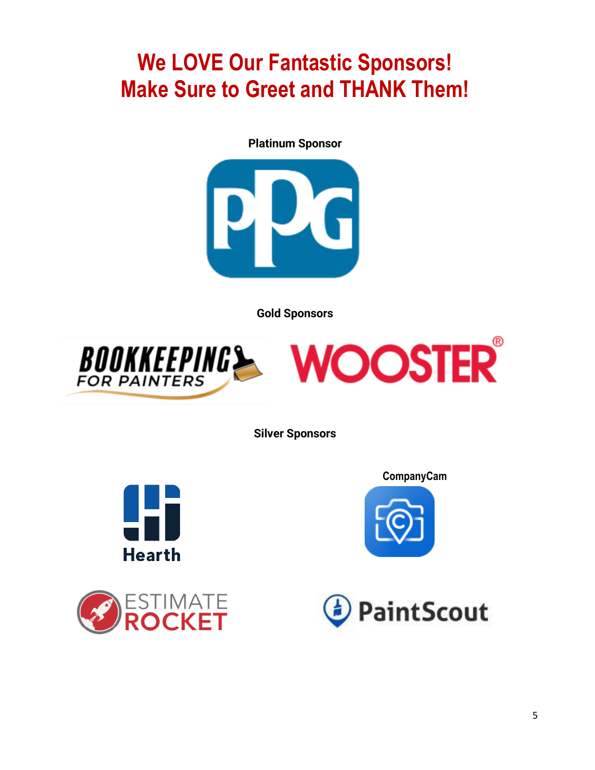# We LOVE Our Fantastic Sponsors!
# Make Sure to Greet and THANK Them!

**Platinum Sponsor**

PPG

**Gold Sponsors**

BOOKKEEPING FOR PAINTERS

WOOSTER®

**Silver Sponsors**

Hearth

CompanyCam

ESTIMATE ROCKET

PaintScout